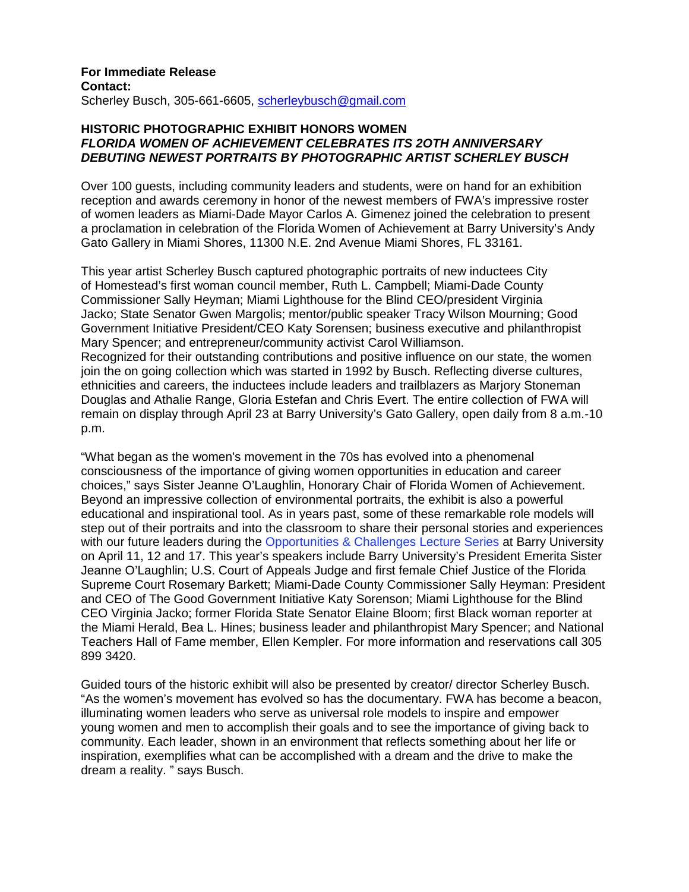**For Immediate Release**
**Contact:**
Scherley Busch, 305-661-6605, scherleybusch@gmail.com

**HISTORIC PHOTOGRAPHIC EXHIBIT HONORS WOMEN**
***FLORIDA WOMEN OF ACHIEVEMENT CELEBRATES ITS 2OTH ANNIVERSARY***
***DEBUTING NEWEST PORTRAITS BY PHOTOGRAPHIC ARTIST SCHERLEY BUSCH***

Over 100 guests, including community leaders and students, were on hand for an exhibition reception and awards ceremony in honor of the newest members of FWA's impressive roster of women leaders as Miami-Dade Mayor Carlos A. Gimenez joined the celebration to present a proclamation in celebration of the Florida Women of Achievement at Barry University's Andy Gato Gallery in Miami Shores, 11300 N.E. 2nd Avenue Miami Shores, FL 33161.

This year artist Scherley Busch captured photographic portraits of new inductees City of Homestead's first woman council member, Ruth L. Campbell; Miami-Dade County Commissioner Sally Heyman; Miami Lighthouse for the Blind CEO/president Virginia Jacko; State Senator Gwen Margolis; mentor/public speaker Tracy Wilson Mourning; Good Government Initiative President/CEO Katy Sorensen; business executive and philanthropist Mary Spencer; and entrepreneur/community activist Carol Williamson.
Recognized for their outstanding contributions and positive influence on our state, the women join the on going collection which was started in 1992 by Busch. Reflecting diverse cultures, ethnicities and careers, the inductees include leaders and trailblazers as Marjory Stoneman Douglas and Athalie Range, Gloria Estefan and Chris Evert. The entire collection of FWA will remain on display through April 23 at Barry University's Gato Gallery, open daily from 8 a.m.-10 p.m.

"What began as the women's movement in the 70s has evolved into a phenomenal consciousness of the importance of giving women opportunities in education and career choices," says Sister Jeanne O'Laughlin, Honorary Chair of Florida Women of Achievement. Beyond an impressive collection of environmental portraits, the exhibit is also a powerful educational and inspirational tool. As in years past, some of these remarkable role models will step out of their portraits and into the classroom to share their personal stories and experiences with our future leaders during the Opportunities & Challenges Lecture Series at Barry University on April 11, 12 and 17. This year's speakers include Barry University's President Emerita Sister Jeanne O'Laughlin; U.S. Court of Appeals Judge and first female Chief Justice of the Florida Supreme Court Rosemary Barkett; Miami-Dade County Commissioner Sally Heyman: President and CEO of The Good Government Initiative Katy Sorenson; Miami Lighthouse for the Blind CEO Virginia Jacko; former Florida State Senator Elaine Bloom; first Black woman reporter at the Miami Herald, Bea L. Hines; business leader and philanthropist Mary Spencer; and National Teachers Hall of Fame member, Ellen Kempler. For more information and reservations call 305 899 3420.

Guided tours of the historic exhibit will also be presented by creator/ director Scherley Busch. "As the women's movement has evolved so has the documentary. FWA has become a beacon, illuminating women leaders who serve as universal role models to inspire and empower young women and men to accomplish their goals and to see the importance of giving back to community. Each leader, shown in an environment that reflects something about her life or inspiration, exemplifies what can be accomplished with a dream and the drive to make the dream a reality. " says Busch.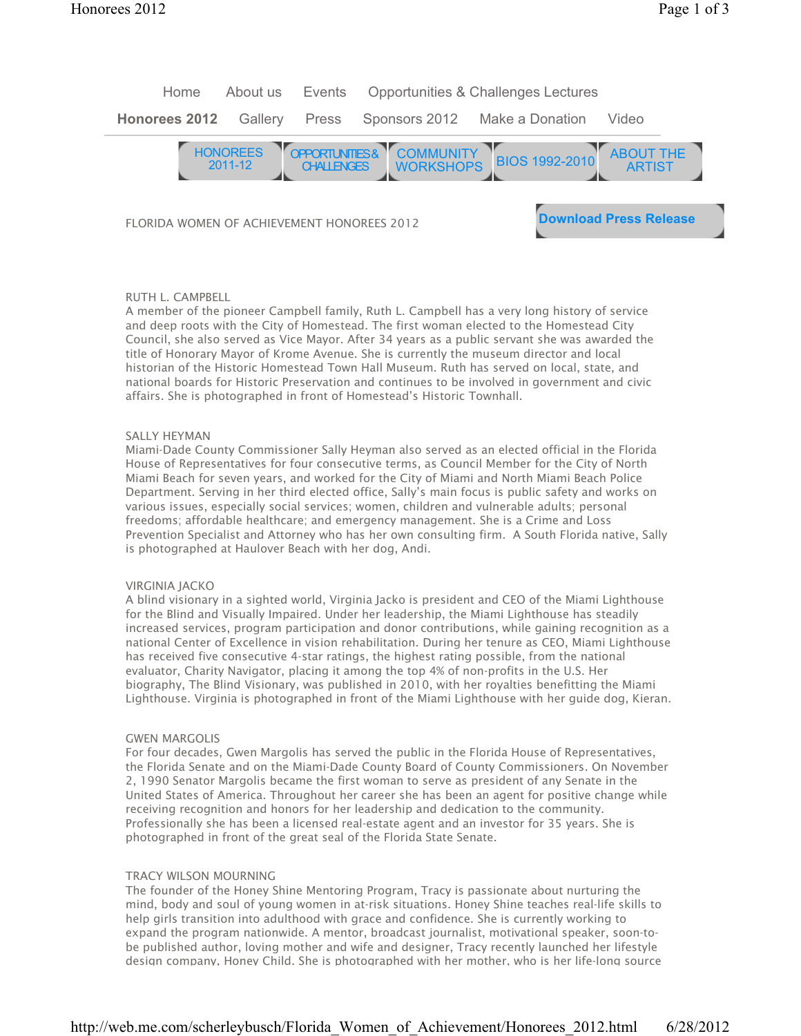Home About us Events Opportunities & Challenges Lectures

**Honorees 2012** Gallery Press Sponsors 2012 Make a Donation Video

HONOREES 2011-12 | OPPORTUNITIES & CHALLENGES | COMMUNITY WORKSHOPS | BIOS 1992-2010 | ABOUT THE ARTIST

FLORIDA WOMEN OF ACHIEVEMENT HONOREES 2012

**Download Press Release**

RUTH L. CAMPBELL
A member of the pioneer Campbell family, Ruth L. Campbell has a very long history of service and deep roots with the City of Homestead. The first woman elected to the Homestead City Council, she also served as Vice Mayor. After 34 years as a public servant she was awarded the title of Honorary Mayor of Krome Avenue. She is currently the museum director and local historian of the Historic Homestead Town Hall Museum. Ruth has served on local, state, and national boards for Historic Preservation and continues to be involved in government and civic affairs. She is photographed in front of Homestead's Historic Townhall.

SALLY HEYMAN
Miami-Dade County Commissioner Sally Heyman also served as an elected official in the Florida House of Representatives for four consecutive terms, as Council Member for the City of North Miami Beach for seven years, and worked for the City of Miami and North Miami Beach Police Department. Serving in her third elected office, Sally's main focus is public safety and works on various issues, especially social services; women, children and vulnerable adults; personal freedoms; affordable healthcare; and emergency management. She is a Crime and Loss Prevention Specialist and Attorney who has her own consulting firm. A South Florida native, Sally is photographed at Haulover Beach with her dog, Andi.

VIRGINIA JACKO
A blind visionary in a sighted world, Virginia Jacko is president and CEO of the Miami Lighthouse for the Blind and Visually Impaired. Under her leadership, the Miami Lighthouse has steadily increased services, program participation and donor contributions, while gaining recognition as a national Center of Excellence in vision rehabilitation. During her tenure as CEO, Miami Lighthouse has received five consecutive 4-star ratings, the highest rating possible, from the national evaluator, Charity Navigator, placing it among the top 4% of non-profits in the U.S. Her biography, The Blind Visionary, was published in 2010, with her royalties benefitting the Miami Lighthouse. Virginia is photographed in front of the Miami Lighthouse with her guide dog, Kieran.

GWEN MARGOLIS
For four decades, Gwen Margolis has served the public in the Florida House of Representatives, the Florida Senate and on the Miami-Dade County Board of County Commissioners. On November 2, 1990 Senator Margolis became the first woman to serve as president of any Senate in the United States of America. Throughout her career she has been an agent for positive change while receiving recognition and honors for her leadership and dedication to the community. Professionally she has been a licensed real-estate agent and an investor for 35 years. She is photographed in front of the great seal of the Florida State Senate.

TRACY WILSON MOURNING
The founder of the Honey Shine Mentoring Program, Tracy is passionate about nurturing the mind, body and soul of young women in at-risk situations. Honey Shine teaches real-life skills to help girls transition into adulthood with grace and confidence. She is currently working to expand the program nationwide. A mentor, broadcast journalist, motivational speaker, soon-to-be published author, loving mother and wife and designer, Tracy recently launched her lifestyle design company, Honey Child. She is photographed with her mother, who is her life-long source